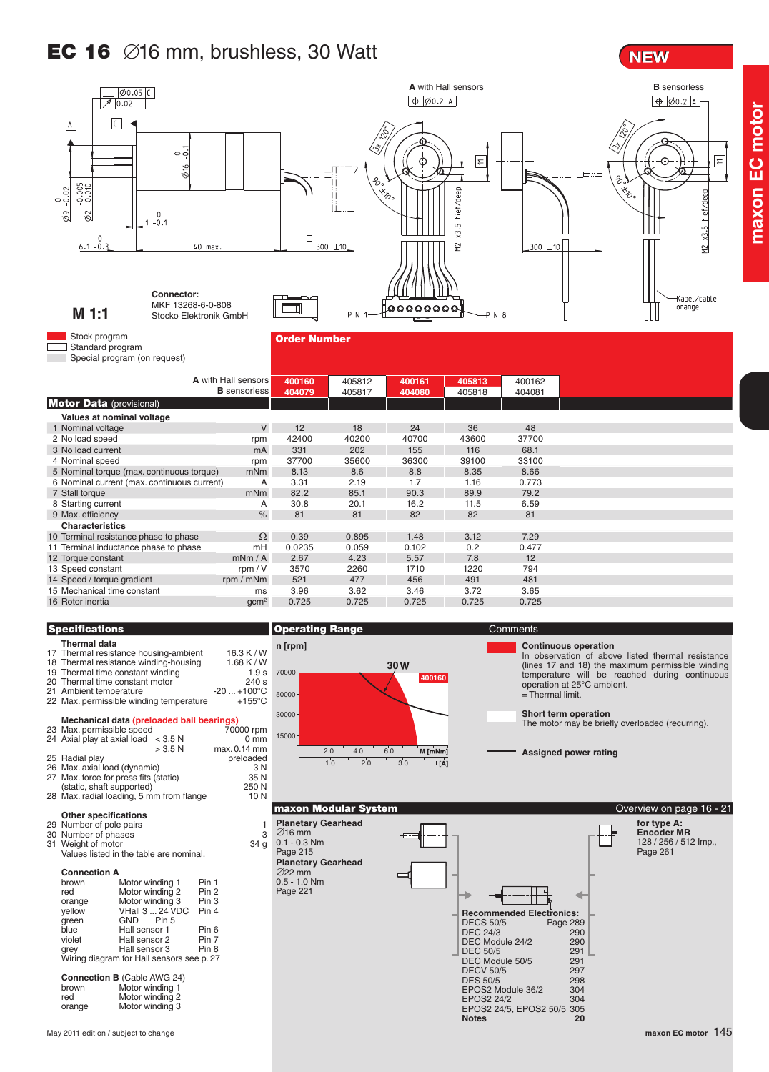# EC 16 ∅16 mm, brushless, 30 Watt

NEW

maxon EC motor

A with Hall sensors

B sensorless

M 1:1

Connector:
MKF 13268-6-0-808
Stocko Elektronik GmbH

- Stock program
- Standard program
- Special program (on request)

## Order Number

| | | | | | |
|---|---|---|---|---|---|
| **A** with Hall sensors | 400160 | 405812 | 400161 | 405813 | 400162 |
| **B** sensorless | 404079 | 405817 | 404080 | 405818 | 404081 |

## Motor Data (provisional)

| | Unit | | | | | |
|---|---|---|---|---|---|---|
| **Values at nominal voltage** | | | | | | |
| 1 Nominal voltage | V | 12 | 18 | 24 | 36 | 48 |
| 2 No load speed | rpm | 42400 | 40200 | 40700 | 43600 | 37700 |
| 3 No load current | mA | 331 | 202 | 155 | 116 | 68.1 |
| 4 Nominal speed | rpm | 37700 | 35600 | 36300 | 39100 | 33100 |
| 5 Nominal torque (max. continuous torque) | mNm | 8.13 | 8.6 | 8.8 | 8.35 | 8.66 |
| 6 Nominal current (max. continuous current) | A | 3.31 | 2.19 | 1.7 | 1.16 | 0.773 |
| 7 Stall torque | mNm | 82.2 | 85.1 | 90.3 | 89.9 | 79.2 |
| 8 Starting current | A | 30.8 | 20.1 | 16.2 | 11.5 | 6.59 |
| 9 Max. efficiency | % | 81 | 81 | 82 | 82 | 81 |
| **Characteristics** | | | | | | |
| 10 Terminal resistance phase to phase | Ω | 0.39 | 0.895 | 1.48 | 3.12 | 7.29 |
| 11 Terminal inductance phase to phase | mH | 0.0235 | 0.059 | 0.102 | 0.2 | 0.477 |
| 12 Torque constant | mNm / A | 2.67 | 4.23 | 5.57 | 7.8 | 12 |
| 13 Speed constant | rpm / V | 3570 | 2260 | 1710 | 1220 | 794 |
| 14 Speed / torque gradient | rpm / mNm | 521 | 477 | 456 | 491 | 481 |
| 15 Mechanical time constant | ms | 3.96 | 3.62 | 3.46 | 3.72 | 3.65 |
| 16 Rotor inertia | gcm² | 0.725 | 0.725 | 0.725 | 0.725 | 0.725 |

## Specifications

**Thermal data**

| | |
|---|---|
| 17 Thermal resistance housing-ambient | 16.3 K / W |
| 18 Thermal resistance winding-housing | 1.68 K / W |
| 19 Thermal time constant winding | 1.9 s |
| 20 Thermal time constant motor | 240 s |
| 21 Ambient temperature | -20 ... +100°C |
| 22 Max. permissible winding temperature | +155°C |

**Mechanical data (preloaded ball bearings)**

| | |
|---|---|
| 23 Max. permissible speed | 70000 rpm |
| 24 Axial play at axial load < 3.5 N | 0 mm |
| > 3.5 N | max. 0.14 mm |
| 25 Radial play | preloaded |
| 26 Max. axial load (dynamic) | 3 N |
| 27 Max. force for press fits (static) | 35 N |
| (static, shaft supported) | 250 N |
| 28 Max. radial loading, 5 mm from flange | 10 N |

**Other specifications**

| | |
|---|---|
| 29 Number of pole pairs | 1 |
| 30 Number of phases | 3 |
| 31 Weight of motor | 34 g |

Values listed in the table are nominal.

**Connection A**

| | | |
|---|---|---|
| brown | Motor winding 1 | Pin 1 |
| red | Motor winding 2 | Pin 2 |
| orange | Motor winding 3 | Pin 3 |
| yellow | VHall 3 ... 24 VDC | Pin 4 |
| green | GND | Pin 5 |
| blue | Hall sensor 1 | Pin 6 |
| violet | Hall sensor 2 | Pin 7 |
| grey | Hall sensor 3 | Pin 8 |

Wiring diagram for Hall sensors see p. 27

**Connection B** (Cable AWG 24)

| | |
|---|---|
| brown | Motor winding 1 |
| red | Motor winding 2 |
| orange | Motor winding 3 |

## Operating Range

n [rpm]; 30 W; 400160; M [mNm]; I [A]

## Comments

**Continuous operation**
In observation of above listed thermal resistance (lines 17 and 18) the maximum permissible winding temperature will be reached during continuous operation at 25°C ambient.
= Thermal limit.

**Short term operation**
The motor may be briefly overloaded (recurring).

**Assigned power rating**

## maxon Modular System

Overview on page 16 - 21

**Planetary Gearhead**
∅16 mm
0.1 - 0.3 Nm
Page 215

**Planetary Gearhead**
∅22 mm
0.5 - 1.0 Nm
Page 221

**for type A:**
**Encoder MR**
128 / 256 / 512 Imp.,
Page 261

**Recommended Electronics:**

| | Page |
|---|---|
| DECS 50/5 | 289 |
| DEC 24/3 | 290 |
| DEC Module 24/2 | 290 |
| DEC 50/5 | 291 |
| DEC Module 50/5 | 291 |
| DECV 50/5 | 297 |
| DES 50/5 | 298 |
| EPOS2 Module 36/2 | 304 |
| EPOS2 24/2 | 304 |
| EPOS2 24/5, EPOS2 50/5 | 305 |
| **Notes** | **20** |

May 2011 edition / subject to change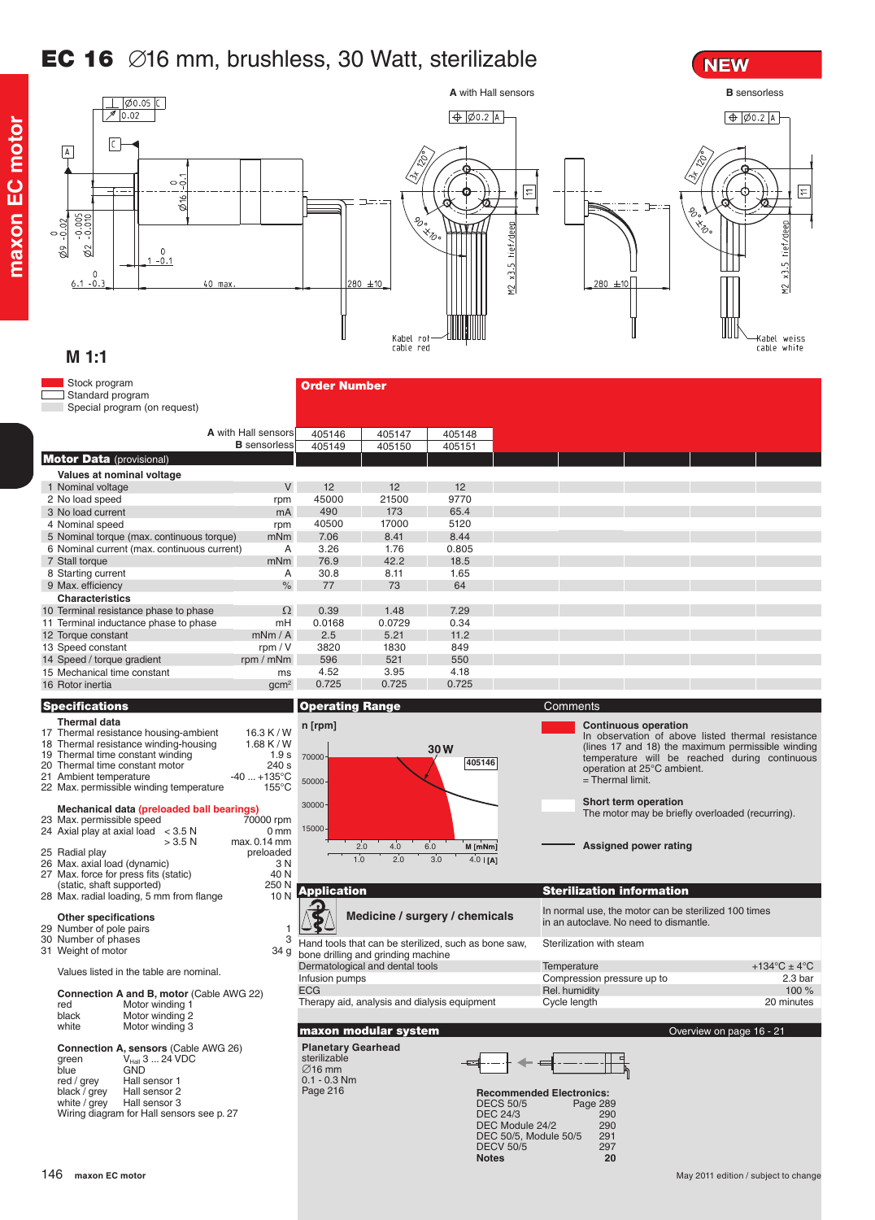# EC 16 ∅16 mm, brushless, 30 Watt, sterilizable

NEW

A with Hall sensors

B sensorless

Kabel rot / cable red

Kabel weiss / cable white

M 1:1

- Stock program
- Standard program
- Special program (on request)

## Order Number

| | | | |
|---|---|---|---|
| A with Hall sensors | 405146 | 405147 | 405148 |
| B sensorless | 405149 | 405150 | 405151 |

## Motor Data (provisional)

| | Unit | | | |
|---|---|---|---|---|
| **Values at nominal voltage** | | | | |
| 1 Nominal voltage | V | 12 | 12 | 12 |
| 2 No load speed | rpm | 45000 | 21500 | 9770 |
| 3 No load current | mA | 490 | 173 | 65.4 |
| 4 Nominal speed | rpm | 40500 | 17000 | 5120 |
| 5 Nominal torque (max. continuous torque) | mNm | 7.06 | 8.41 | 8.44 |
| 6 Nominal current (max. continuous current) | A | 3.26 | 1.76 | 0.805 |
| 7 Stall torque | mNm | 76.9 | 42.2 | 18.5 |
| 8 Starting current | A | 30.8 | 8.11 | 1.65 |
| 9 Max. efficiency | % | 77 | 73 | 64 |
| **Characteristics** | | | | |
| 10 Terminal resistance phase to phase | Ω | 0.39 | 1.48 | 7.29 |
| 11 Terminal inductance phase to phase | mH | 0.0168 | 0.0729 | 0.34 |
| 12 Torque constant | mNm / A | 2.5 | 5.21 | 11.2 |
| 13 Speed constant | rpm / V | 3820 | 1830 | 849 |
| 14 Speed / torque gradient | rpm / mNm | 596 | 521 | 550 |
| 15 Mechanical time constant | ms | 4.52 | 3.95 | 4.18 |
| 16 Rotor inertia | gcm² | 0.725 | 0.725 | 0.725 |

## Specifications

**Thermal data**

| | |
|---|---|
| 17 Thermal resistance housing-ambient | 16.3 K / W |
| 18 Thermal resistance winding-housing | 1.68 K / W |
| 19 Thermal time constant winding | 1.9 s |
| 20 Thermal time constant motor | 240 s |
| 21 Ambient temperature | -40 ... +135°C |
| 22 Max. permissible winding temperature | 155°C |

**Mechanical data (preloaded ball bearings)**

| | |
|---|---|
| 23 Max. permissible speed | 70000 rpm |
| 24 Axial play at axial load < 3.5 N | 0 mm |
| > 3.5 N | max. 0.14 mm |
| 25 Radial play | preloaded |
| 26 Max. axial load (dynamic) | 3 N |
| 27 Max. force for press fits (static) | 40 N |
| (static, shaft supported) | 250 N |
| 28 Max. radial loading, 5 mm from flange | 10 N |

**Other specifications**

| | |
|---|---|
| 29 Number of pole pairs | 1 |
| 30 Number of phases | 3 |
| 31 Weight of motor | 34 g |

Values listed in the table are nominal.

**Connection A and B, motor** (Cable AWG 22)

| | |
|---|---|
| red | Motor winding 1 |
| black | Motor winding 2 |
| white | Motor winding 3 |

**Connection A, sensors** (Cable AWG 26)

| | |
|---|---|
| green | $V_{Hall}$ 3 ... 24 VDC |
| blue | GND |
| red / grey | Hall sensor 1 |
| black / grey | Hall sensor 2 |
| white / grey | Hall sensor 3 |

Wiring diagram for Hall sensors see p. 27

## Operating Range

n [rpm]; 30 W; 405146; M [mNm]; I [A]

## Comments

**Continuous operation**
In observation of above listed thermal resistance (lines 17 and 18) the maximum permissible winding temperature will be reached during continuous operation at 25°C ambient.
= Thermal limit.

**Short term operation**
The motor may be briefly overloaded (recurring).

**Assigned power rating**

## Application

**Medicine / surgery / chemicals**

Hand tools that can be sterilized, such as bone saw, bone drilling and grinding machine
Dermatological and dental tools
Infusion pumps
ECG
Therapy aid, analysis and dialysis equipment

## Sterilization information

In normal use, the motor can be sterilized 100 times in an autoclave. No need to dismantle.

Sterilization with steam

| | |
|---|---|
| Temperature | +134°C ± 4°C |
| Compression pressure up to | 2.3 bar |
| Rel. humidity | 100 % |
| Cycle length | 20 minutes |

## maxon modular system

Overview on page 16 - 21

**Planetary Gearhead**
sterilizable
∅16 mm
0.1 - 0.3 Nm
Page 216

**Recommended Electronics:**

| | Page |
|---|---|
| DECS 50/5 | 289 |
| DEC 24/3 | 290 |
| DEC Module 24/2 | 290 |
| DEC 50/5, Module 50/5 | 291 |
| DECV 50/5 | 297 |
| **Notes** | **20** |

May 2011 edition / subject to change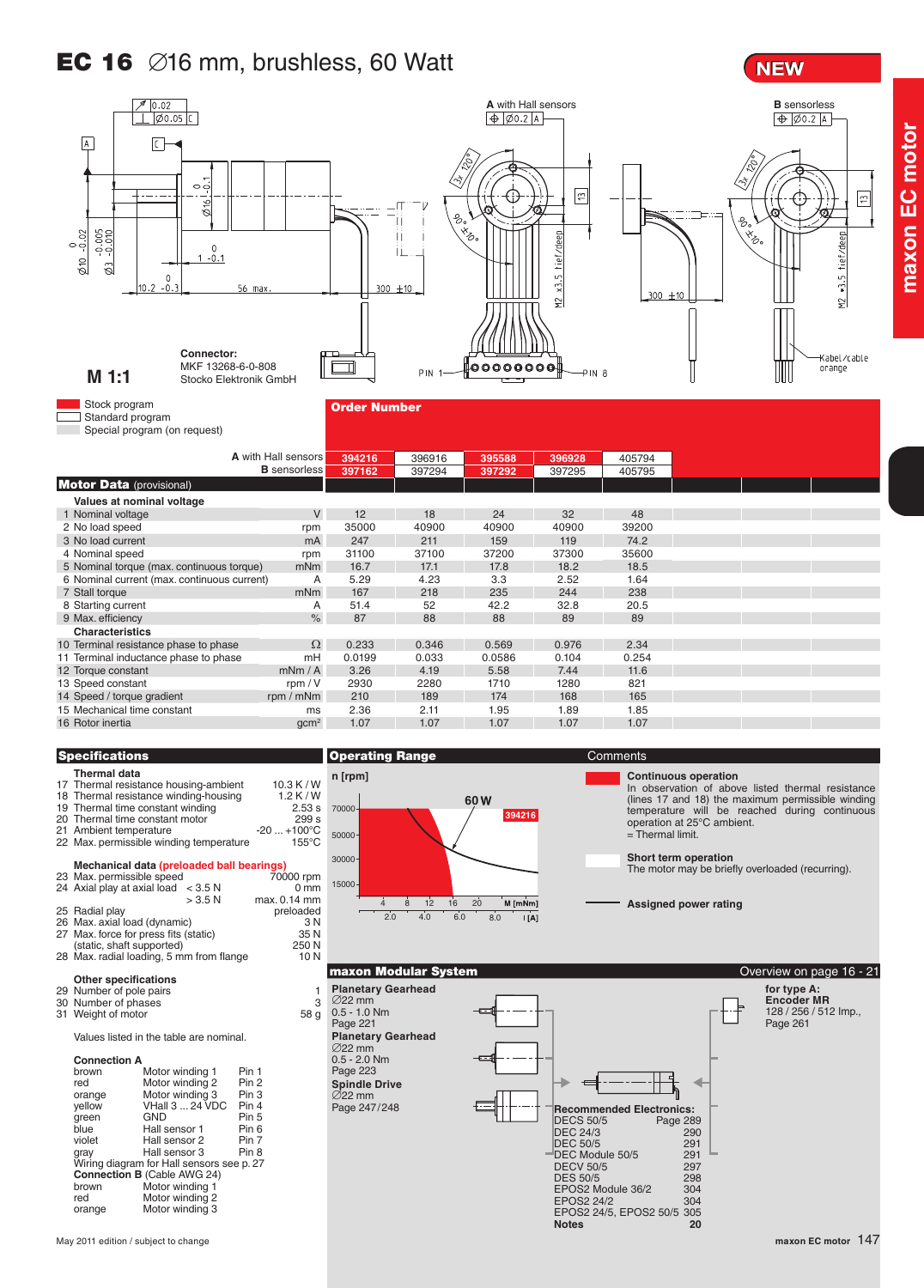# EC 16 ∅16 mm, brushless, 60 Watt

NEW

maxon EC motor

M 1:1

Connector:
MKF 13268-6-0-808
Stocko Elektronik GmbH

A with Hall sensors

B sensorless

Stock program
Standard program
Special program (on request)

## Order Number

| | | | | | |
|---|---|---|---|---|---|
| A with Hall sensors | 394216 | 396916 | 395588 | 396928 | 405794 |
| B sensorless | 397162 | 397294 | 397292 | 397295 | 405795 |

## Motor Data (provisional)

| | | Unit | | | | | |
|---|---|---|---|---|---|---|---|
| | **Values at nominal voltage** | | | | | | |
| 1 | Nominal voltage | V | 12 | 18 | 24 | 32 | 48 |
| 2 | No load speed | rpm | 35000 | 40900 | 40900 | 40900 | 39200 |
| 3 | No load current | mA | 247 | 211 | 159 | 119 | 74.2 |
| 4 | Nominal speed | rpm | 31100 | 37100 | 37200 | 37300 | 35600 |
| 5 | Nominal torque (max. continuous torque) | mNm | 16.7 | 17.1 | 17.8 | 18.2 | 18.5 |
| 6 | Nominal current (max. continuous current) | A | 5.29 | 4.23 | 3.3 | 2.52 | 1.64 |
| 7 | Stall torque | mNm | 167 | 218 | 235 | 244 | 238 |
| 8 | Starting current | A | 51.4 | 52 | 42.2 | 32.8 | 20.5 |
| 9 | Max. efficiency | % | 87 | 88 | 88 | 89 | 89 |
| | **Characteristics** | | | | | | |
| 10 | Terminal resistance phase to phase | Ω | 0.233 | 0.346 | 0.569 | 0.976 | 2.34 |
| 11 | Terminal inductance phase to phase | mH | 0.0199 | 0.033 | 0.0586 | 0.104 | 0.254 |
| 12 | Torque constant | mNm / A | 3.26 | 4.19 | 5.58 | 7.44 | 11.6 |
| 13 | Speed constant | rpm / V | 2930 | 2280 | 1710 | 1280 | 821 |
| 14 | Speed / torque gradient | rpm / mNm | 210 | 189 | 174 | 168 | 165 |
| 15 | Mechanical time constant | ms | 2.36 | 2.11 | 1.95 | 1.89 | 1.85 |
| 16 | Rotor inertia | $gcm^2$ | 1.07 | 1.07 | 1.07 | 1.07 | 1.07 |

## Specifications

**Thermal data**

| | | |
|---|---|---|
| 17 | Thermal resistance housing-ambient | 10.3 K / W |
| 18 | Thermal resistance winding-housing | 1.2 K / W |
| 19 | Thermal time constant winding | 2.53 s |
| 20 | Thermal time constant motor | 299 s |
| 21 | Ambient temperature | -20 ... +100°C |
| 22 | Max. permissible winding temperature | 155°C |

**Mechanical data (preloaded ball bearings)**

| | | |
|---|---|---|
| 23 | Max. permissible speed | 70000 rpm |
| 24 | Axial play at axial load < 3.5 N | 0 mm |
| | > 3.5 N | max. 0.14 mm |
| 25 | Radial play | preloaded |
| 26 | Max. axial load (dynamic) | 3 N |
| 27 | Max. force for press fits (static) | 35 N |
| | (static, shaft supported) | 250 N |
| 28 | Max. radial loading, 5 mm from flange | 10 N |

**Other specifications**

| | | |
|---|---|---|
| 29 | Number of pole pairs | 1 |
| 30 | Number of phases | 3 |
| 31 | Weight of motor | 58 g |

Values listed in the table are nominal.

**Connection A**

| | | |
|---|---|---|
| brown | Motor winding 1 | Pin 1 |
| red | Motor winding 2 | Pin 2 |
| orange | Motor winding 3 | Pin 3 |
| yellow | VHall 3 ... 24 VDC | Pin 4 |
| green | GND | Pin 5 |
| blue | Hall sensor 1 | Pin 6 |
| violet | Hall sensor 2 | Pin 7 |
| gray | Hall sensor 3 | Pin 8 |

Wiring diagram for Hall sensors see p. 27

**Connection B** (Cable AWG 24)

| | |
|---|---|
| brown | Motor winding 1 |
| red | Motor winding 2 |
| orange | Motor winding 3 |

## Operating Range

n [rpm]; 60 W; 394216; M [mNm]; I [A]

## Comments

**Continuous operation**
In observation of above listed thermal resistance (lines 17 and 18) the maximum permissible winding temperature will be reached during continuous operation at 25°C ambient.
= Thermal limit.

**Short term operation**
The motor may be briefly overloaded (recurring).

**Assigned power rating**

## maxon Modular System

Overview on page 16 - 21

**Planetary Gearhead**
∅22 mm
0.5 - 1.0 Nm
Page 221

**Planetary Gearhead**
∅22 mm
0.5 - 2.0 Nm
Page 223

**Spindle Drive**
∅22 mm
Page 247/248

**for type A:**
**Encoder MR**
128 / 256 / 512 Imp.,
Page 261

**Recommended Electronics:**

| | |
|---|---|
| DECS 50/5 | Page 289 |
| DEC 24/3 | 290 |
| DEC 50/5 | 291 |
| DEC Module 50/5 | 291 |
| DECV 50/5 | 297 |
| DES 50/5 | 298 |
| EPOS2 Module 36/2 | 304 |
| EPOS2 24/2 | 304 |
| EPOS2 24/5, EPOS2 50/5 | 305 |
| **Notes** | **20** |

May 2011 edition / subject to change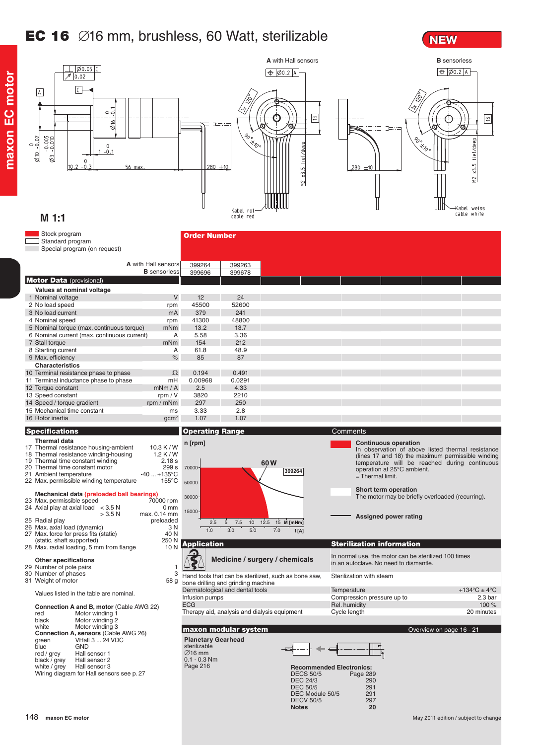# EC 16 ∅16 mm, brushless, 60 Watt, sterilizable

NEW

A with Hall sensors

B sensorless

M 1:1

Stock program
Standard program
Special program (on request)

## Order Number

| | | | |
|---|---|---|---|
| A with Hall sensors | | 399264 | 399263 |
| B sensorless | | 399696 | 399678 |
| **Motor Data** (provisional) | | | |
| **Values at nominal voltage** | | | |
| 1 Nominal voltage | V | 12 | 24 |
| 2 No load speed | rpm | 45500 | 52600 |
| 3 No load current | mA | 379 | 241 |
| 4 Nominal speed | rpm | 41300 | 48800 |
| 5 Nominal torque (max. continuous torque) | mNm | 13.2 | 13.7 |
| 6 Nominal current (max. continuous current) | A | 5.58 | 3.36 |
| 7 Stall torque | mNm | 154 | 212 |
| 8 Starting current | A | 61.8 | 48.9 |
| 9 Max. efficiency | % | 85 | 87 |
| **Characteristics** | | | |
| 10 Terminal resistance phase to phase | Ω | 0.194 | 0.491 |
| 11 Terminal inductance phase to phase | mH | 0.00968 | 0.0291 |
| 12 Torque constant | mNm / A | 2.5 | 4.33 |
| 13 Speed constant | rpm / V | 3820 | 2210 |
| 14 Speed / torque gradient | rpm / mNm | 297 | 250 |
| 15 Mechanical time constant | ms | 3.33 | 2.8 |
| 16 Rotor inertia | gcm² | 1.07 | 1.07 |

## Specifications

**Thermal data**

| | |
|---|---|
| 17 Thermal resistance housing-ambient | 10.3 K / W |
| 18 Thermal resistance winding-housing | 1.2 K / W |
| 19 Thermal time constant winding | 2.18 s |
| 20 Thermal time constant motor | 299 s |
| 21 Ambient temperature | -40 ... +135°C |
| 22 Max. permissible winding temperature | 155°C |

**Mechanical data (preloaded ball bearings)**

| | |
|---|---|
| 23 Max. permissible speed | 70000 rpm |
| 24 Axial play at axial load < 3.5 N | 0 mm |
| > 3.5 N | max. 0.14 mm |
| 25 Radial play | preloaded |
| 26 Max. axial load (dynamic) | 3 N |
| 27 Max. force for press fits (static) | 40 N |
| (static, shaft supported) | 250 N |
| 28 Max. radial loading, 5 mm from flange | 10 N |

**Other specifications**

| | |
|---|---|
| 29 Number of pole pairs | 1 |
| 30 Number of phases | 3 |
| 31 Weight of motor | 58 g |

Values listed in the table are nominal.

**Connection A and B, motor** (Cable AWG 22)
red — Motor winding 1
black — Motor winding 2
white — Motor winding 3

**Connection A, sensors** (Cable AWG 26)
green — VHall 3 ... 24 VDC
blue — GND
red / grey — Hall sensor 1
black / grey — Hall sensor 2
white / grey — Hall sensor 3

Wiring diagram for Hall sensors see p. 27

## Operating Range

n [rpm]
70000
50000
30000
15000
60 W
399264
2.5 5 7.5 10 12.5 15 M [mNm]
1.0 3.0 5.0 7.0 I [A]

## Comments

**Continuous operation**
In observation of above listed thermal resistance (lines 17 and 18) the maximum permissible winding temperature will be reached during continuous operation at 25°C ambient.
= Thermal limit.

**Short term operation**
The motor may be briefly overloaded (recurring).

**Assigned power rating**

## Application

**Medicine / surgery / chemicals**

Hand tools that can be sterilized, such as bone saw, bone drilling and grinding machine
Dermatological and dental tools
Infusion pumps
ECG
Therapy aid, analysis and dialysis equipment

## Sterilization information

In normal use, the motor can be sterilized 100 times in an autoclave. No need to dismantle.

Sterilization with steam

| | |
|---|---|
| Temperature | +134°C ± 4°C |
| Compression pressure up to | 2.3 bar |
| Rel. humidity | 100 % |
| Cycle length | 20 minutes |

## maxon modular system

Overview on page 16 - 21

**Planetary Gearhead**
sterilizable
∅16 mm
0.1 - 0.3 Nm
Page 216

**Recommended Electronics:**

| | |
|---|---|
| DECS 50/5 | Page 289 |
| DEC 24/3 | 290 |
| DEC 50/5 | 291 |
| DEC Module 50/5 | 291 |
| DECV 50/5 | 297 |
| **Notes** | **20** |

May 2011 edition / subject to change